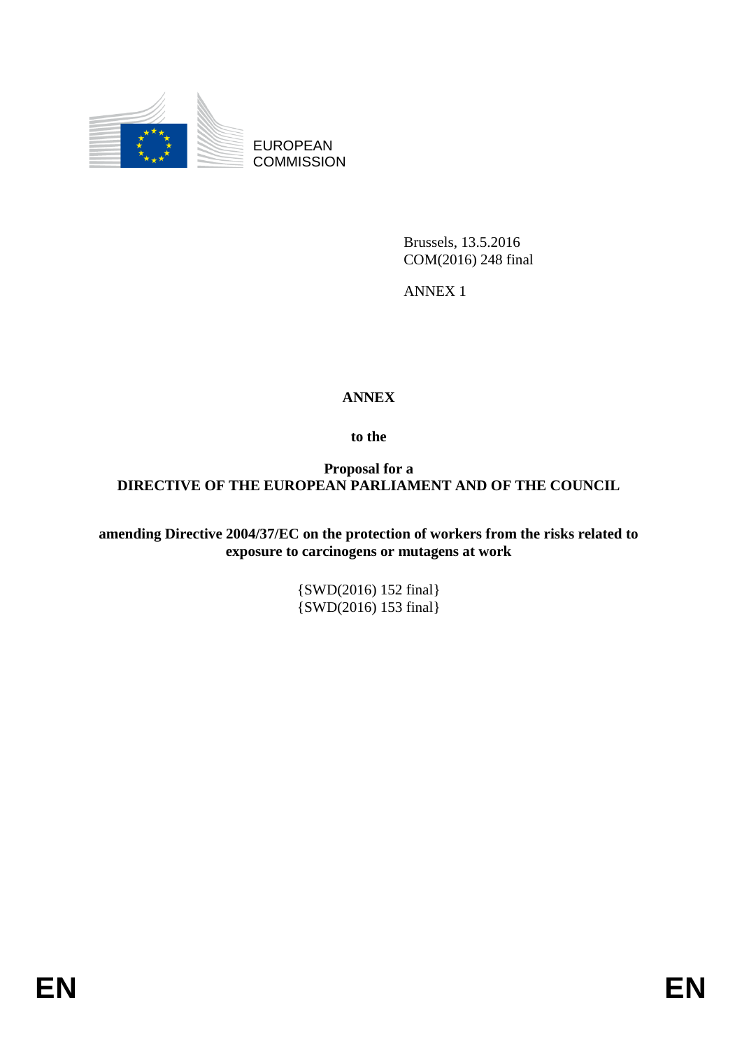EUROPEAN COMMISSION

Brussels, 13.5.2016
COM(2016) 248 final

ANNEX 1

# ANNEX

**to the**

**Proposal for a**
**DIRECTIVE OF THE EUROPEAN PARLIAMENT AND OF THE COUNCIL**

**amending Directive 2004/37/EC on the protection of workers from the risks related to exposure to carcinogens or mutagens at work**

{SWD(2016) 152 final}
{SWD(2016) 153 final}

EN EN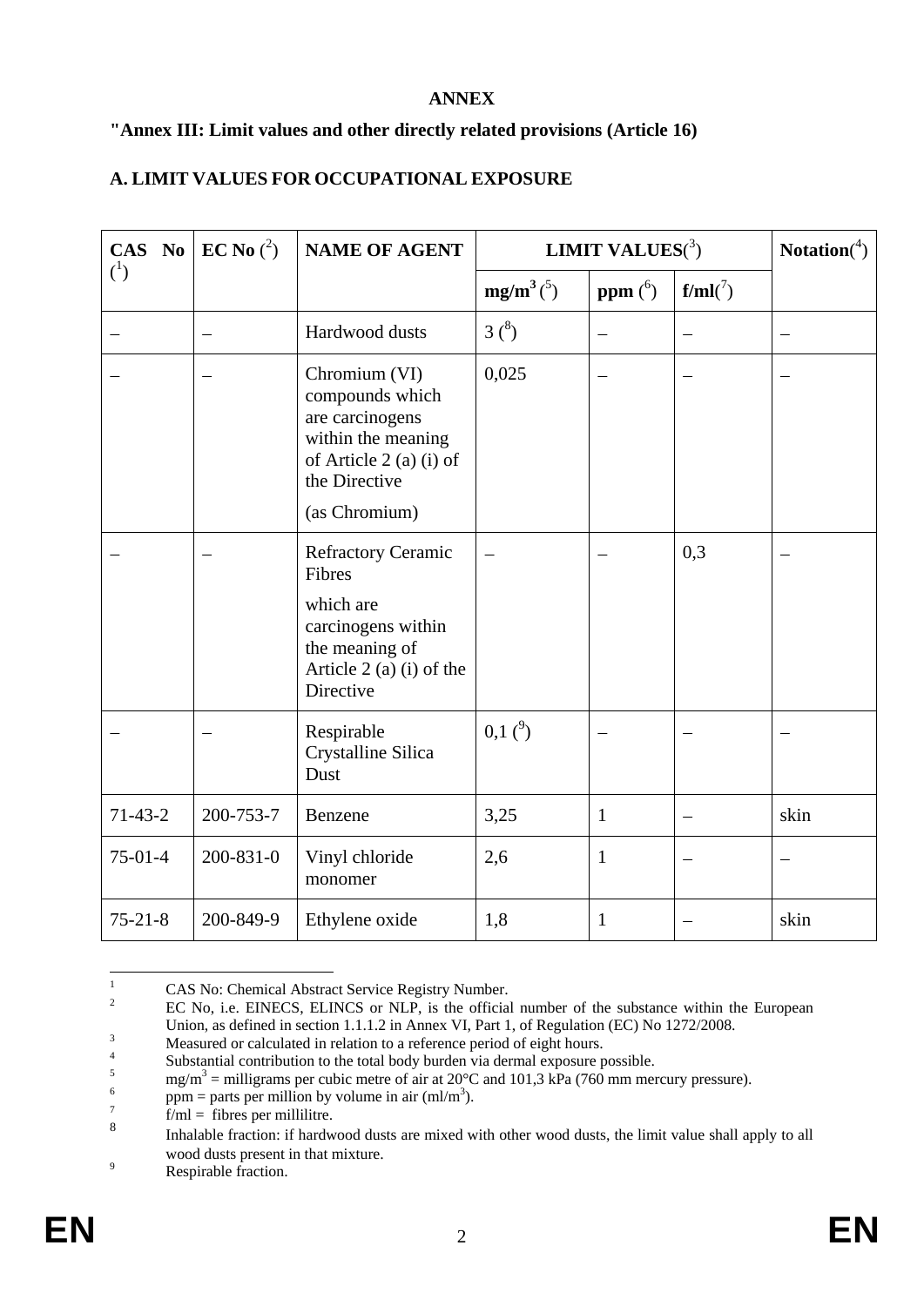**ANNEX**

**"Annex III: Limit values and other directly related provisions (Article 16)**

**A. LIMIT VALUES FOR OCCUPATIONAL EXPOSURE**

| CAS No [1] | EC No [2] | NAME OF AGENT | LIMIT VALUES[3] | | | Notation[4] |
|---|---|---|---|---|---|---|
| | | | mg/m$^3$ [5] | ppm [6] | f/ml[7] | |
| – | – | Hardwood dusts | 3 [8] | – | – | – |
| – | – | Chromium (VI) compounds which are carcinogens within the meaning of Article 2 (a) (i) of the Directive (as Chromium) | 0,025 | – | – | – |
| – | – | Refractory Ceramic Fibres which are carcinogens within the meaning of Article 2 (a) (i) of the Directive | – | – | 0,3 | – |
| – | – | Respirable Crystalline Silica Dust | 0,1 [9] | – | – | – |
| 71-43-2 | 200-753-7 | Benzene | 3,25 | 1 | – | skin |
| 75-01-4 | 200-831-0 | Vinyl chloride monomer | 2,6 | 1 | – | – |
| 75-21-8 | 200-849-9 | Ethylene oxide | 1,8 | 1 | – | skin |

[1] CAS No: Chemical Abstract Service Registry Number.

[2] EC No, i.e. EINECS, ELINCS or NLP, is the official number of the substance within the European Union, as defined in section 1.1.1.2 in Annex VI, Part 1, of Regulation (EC) No 1272/2008.

[3] Measured or calculated in relation to a reference period of eight hours.

[4] Substantial contribution to the total body burden via dermal exposure possible.

[5] mg/m$^3$ = milligrams per cubic metre of air at 20°C and 101,3 kPa (760 mm mercury pressure).

[6] ppm = parts per million by volume in air (ml/m$^3$).

[7] f/ml = fibres per millilitre.

[8] Inhalable fraction: if hardwood dusts are mixed with other wood dusts, the limit value shall apply to all wood dusts present in that mixture.

[9] Respirable fraction.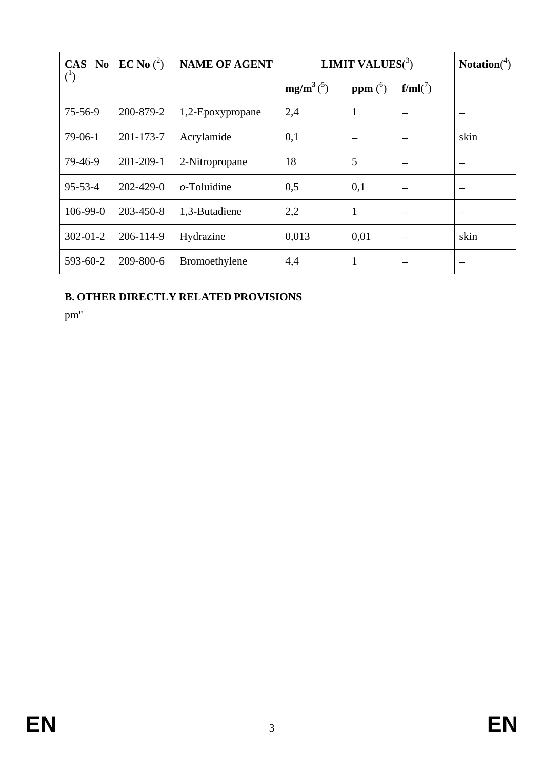| CAS No ([1]) | EC No ([2]) | NAME OF AGENT | LIMIT VALUES([3]) | | | Notation([4]) |
|---|---|---|---|---|---|---|
| | | | $mg/m^3$ ([5]) | ppm ([6]) | f/ml([7]) | |
| 75-56-9 | 200-879-2 | 1,2-Epoxypropane | 2,4 | 1 | – | – |
| 79-06-1 | 201-173-7 | Acrylamide | 0,1 | – | – | skin |
| 79-46-9 | 201-209-1 | 2-Nitropropane | 18 | 5 | – | – |
| 95-53-4 | 202-429-0 | *o*-Toluidine | 0,5 | 0,1 | – | – |
| 106-99-0 | 203-450-8 | 1,3-Butadiene | 2,2 | 1 | – | – |
| 302-01-2 | 206-114-9 | Hydrazine | 0,013 | 0,01 | – | skin |
| 593-60-2 | 209-800-6 | Bromoethylene | 4,4 | 1 | – | – |

**B. OTHER DIRECTLY RELATED PROVISIONS**

pm"